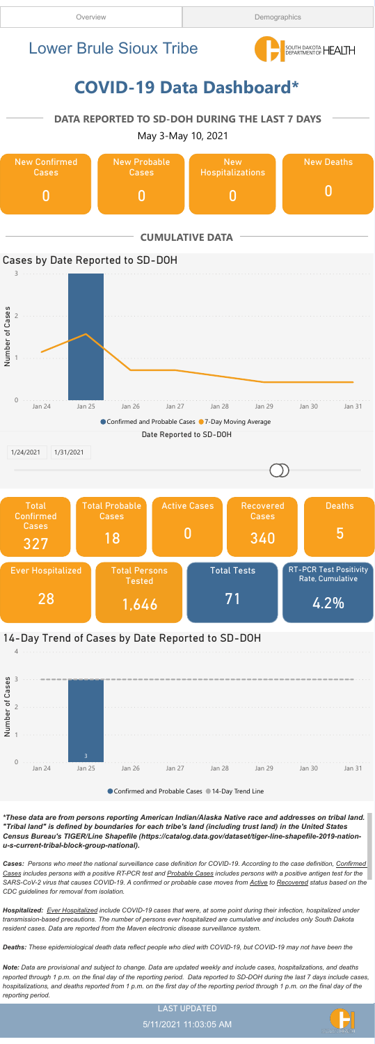Overview | Demographics

# Lower Brule Sioux Tribe

SOUTH DAKOTA DEPARTMENT OF HEALTH

# COVID-19 Data Dashboard*

## DATA REPORTED TO SD-DOH DURING THE LAST 7 DAYS

May 3-May 10, 2021

| New Confirmed Cases | New Probable Cases | New Hospitalizations | New Deaths |
| --- | --- | --- | --- |
| 0 | 0 | 0 | 0 |

## CUMULATIVE DATA

### Cases by Date Reported to SD-DOH

Number of Cases: 0, 1, 2, 3

Jan 24, Jan 25, Jan 26, Jan 27, Jan 28, Jan 29, Jan 30, Jan 31

● Confirmed and Probable Cases ● 7-Day Moving Average

Date Reported to SD-DOH

1/24/2021 1/31/2021

| Total Confirmed Cases | Total Probable Cases | Active Cases | Recovered Cases | Deaths |
| --- | --- | --- | --- | --- |
| 327 | 18 | 0 | 340 | 5 |

| Ever Hospitalized | Total Persons Tested | Total Tests | RT-PCR Test Positivity Rate, Cumulative |
| --- | --- | --- | --- |
| 28 | 1,646 | 71 | 4.2% |

### 14-Day Trend of Cases by Date Reported to SD-DOH

Number of Cases: 0, 1, 2, 3, 4

3

Jan 24, Jan 25, Jan 26, Jan 27, Jan 28, Jan 29, Jan 30, Jan 31

● Confirmed and Probable Cases ● 14-Day Trend Line

***These data are from persons reporting American Indian/Alaska Native race and addresses on tribal land. "Tribal land" is defined by boundaries for each tribe's land (including trust land) in the United States Census Bureau's TIGER/Line Shapefile (https://catalog.data.gov/dataset/tiger-line-shapefile-2019-nation-u-s-current-tribal-block-group-national).***

***Cases:*** *Persons who meet the national surveillance case definition for COVID-19. According to the case definition, Confirmed Cases includes persons with a positive RT-PCR test and Probable Cases includes persons with a positive antigen test for the SARS-CoV-2 virus that causes COVID-19. A confirmed or probable case moves from Active to Recovered status based on the CDC guidelines for removal from isolation.*

***Hospitalized:*** *Ever Hospitalized include COVID-19 cases that were, at some point during their infection, hospitalized under transmission-based precautions. The number of persons ever hospitalized are cumulative and includes only South Dakota resident cases. Data are reported from the Maven electronic disease surveillance system.*

***Deaths:*** *These epidemiological death data reflect people who died with COVID-19, but COVID-19 may not have been the*

***Note:*** *Data are provisional and subject to change. Data are updated weekly and include cases, hospitalizations, and deaths reported through 1 p.m. on the final day of the reporting period. Data reported to SD-DOH during the last 7 days include cases, hospitalizations, and deaths reported from 1 p.m. on the first day of the reporting period through 1 p.m. on the final day of the reporting period.*

LAST UPDATED

5/11/2021 11:03:05 AM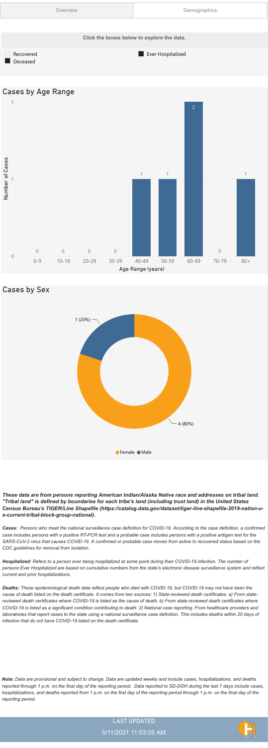Overview

Demographics

**Click the boxes below to explore the data.**

Recovered

Deceased

Ever Hospitalized

## Cases by Age Range

Number of Cases

2

1

0

0 0 0 0 1 1 2 0 1

0-9 10-19 20-29 30-39 40-49 50-59 60-69 70-79 80+

Age Range (years)

## Cases by Sex

1 (20%)

4 (80%)

Female Male

***These data are from persons reporting American Indian/Alaska Native race and addresses on tribal land. "Tribal land" is defined by boundaries for each tribe's land (including trust land) in the United States Census Bureau's TIGER/Line Shapefile (https://catalog.data.gov/dataset/tiger-line-shapefile-2019-nation-u-s-current-tribal-block-group-national).***

***Cases:*** *Persons who meet the national surveillance case definition for COVID-19. According to the case definition, a confirmed case includes persons with a positive RT-PCR test and a probable case includes persons with a positive antigen test for the SARS-CoV-2 virus that causes COVID-19. A confirmed or probable case moves from active to recovered status based on the CDC guidelines for removal from isolation.*

***Hospitalized:*** *Refers to a person ever being hospitalized at some point during their COVID-19 infection. The number of persons Ever Hospitalized are based on cumulative numbers from the state's electronic disease surveillance system and reflect current and prior hospitalizations.*

***Deaths:*** *These epidemiological death data reflect people who died with COVID-19, but COVID-19 may not have been the cause of death listed on the death certificate. It comes from two sources: 1) State-reviewed death certificates. a) From state-reviewed death certificates where COVID-19 is listed as the cause of death. b) From state-reviewed death certificates where COVID-19 is listed as a significant condition contributing to death. 2) National case reporting. From healthcare providers and laboratories that report cases to the state using a national surveillance case definition. This includes deaths within 20 days of infection that do not have COVID-19 listed on the death certificate.*

***Note:*** *Data are provisional and subject to change. Data are updated weekly and include cases, hospitalizations, and deaths reported through 1 p.m. on the final day of the reporting period. Data reported to SD-DOH during the last 7 days include cases, hospitalizations, and deaths reported from 1 p.m. on the first day of the reporting period through 1 p.m. on the final day of the reporting period.*

LAST UPDATED

5/11/2021 11:03:05 AM